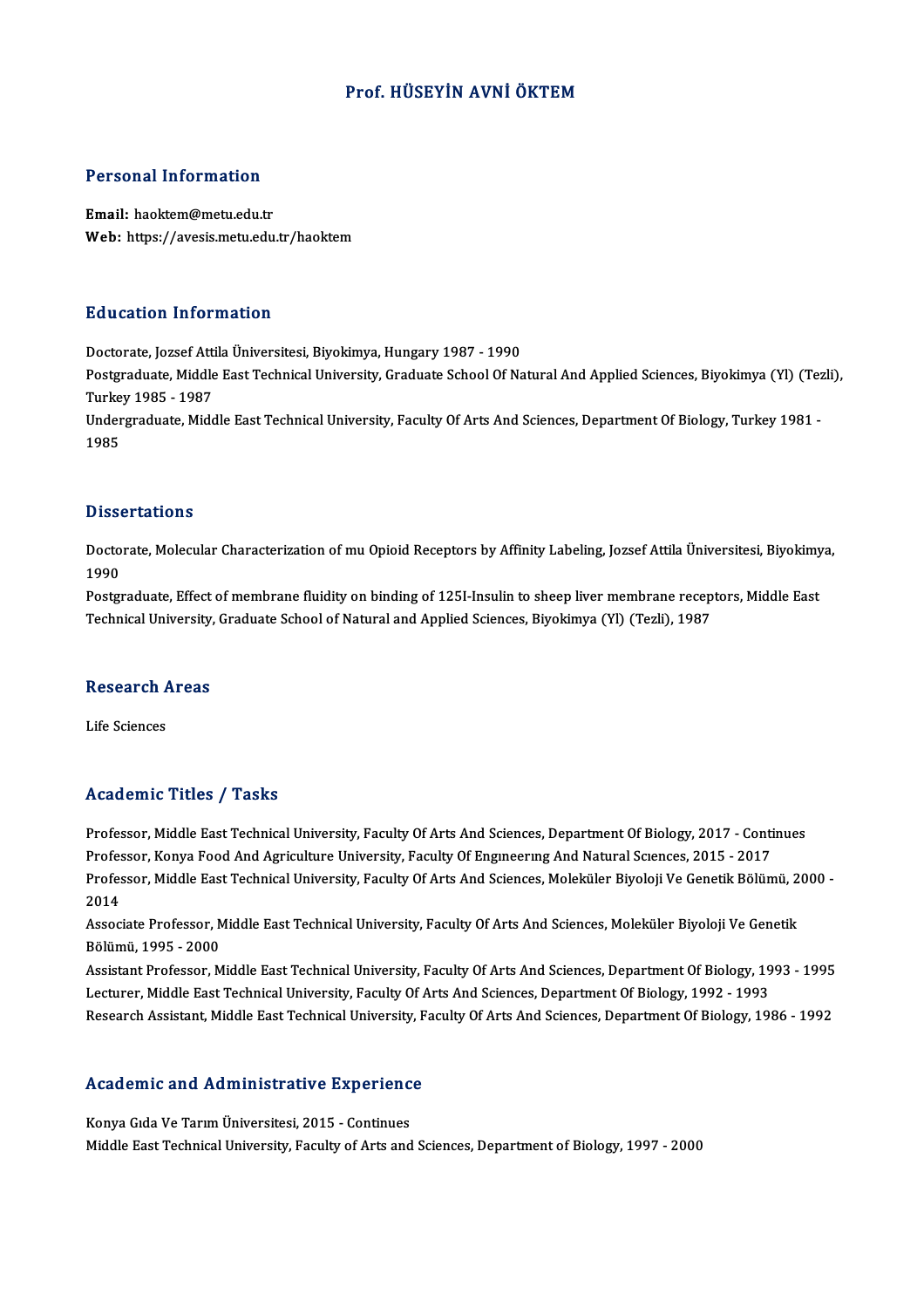# Prof. HÜSEYİN AVNİ ÖKTEM

## Personal Information

**Email:** haoktem@metu.edu.tr
**Web:** https://avesis.metu.edu.tr/haoktem

## Education Information

Doctorate, Jozsef Attila Üniversitesi, Biyokimya, Hungary 1987 - 1990
Postgraduate, Middle East Technical University, Graduate School Of Natural And Applied Sciences, Biyokimya (Yl) (Tezli), Turkey 1985 - 1987
Undergraduate, Middle East Technical University, Faculty Of Arts And Sciences, Department Of Biology, Turkey 1981 - 1985

## Dissertations

Doctorate, Molecular Characterization of mu Opioid Receptors by Affinity Labeling, Jozsef Attila Üniversitesi, Biyokimya, 1990
Postgraduate, Effect of membrane fluidity on binding of 125I-Insulin to sheep liver membrane receptors, Middle East Technical University, Graduate School of Natural and Applied Sciences, Biyokimya (Yl) (Tezli), 1987

## Research Areas

Life Sciences

## Academic Titles / Tasks

Professor, Middle East Technical University, Faculty Of Arts And Sciences, Department Of Biology, 2017 - Continues
Professor, Konya Food And Agriculture University, Faculty Of Engıneerıng And Natural Scıences, 2015 - 2017
Professor, Middle East Technical University, Faculty Of Arts And Sciences, Moleküler Biyoloji Ve Genetik Bölümü, 2000 - 2014
Associate Professor, Middle East Technical University, Faculty Of Arts And Sciences, Moleküler Biyoloji Ve Genetik Bölümü, 1995 - 2000
Assistant Professor, Middle East Technical University, Faculty Of Arts And Sciences, Department Of Biology, 1993 - 1995
Lecturer, Middle East Technical University, Faculty Of Arts And Sciences, Department Of Biology, 1992 - 1993
Research Assistant, Middle East Technical University, Faculty Of Arts And Sciences, Department Of Biology, 1986 - 1992

## Academic and Administrative Experience

Konya Gıda Ve Tarım Üniversitesi, 2015 - Continues
Middle East Technical University, Faculty of Arts and Sciences, Department of Biology, 1997 - 2000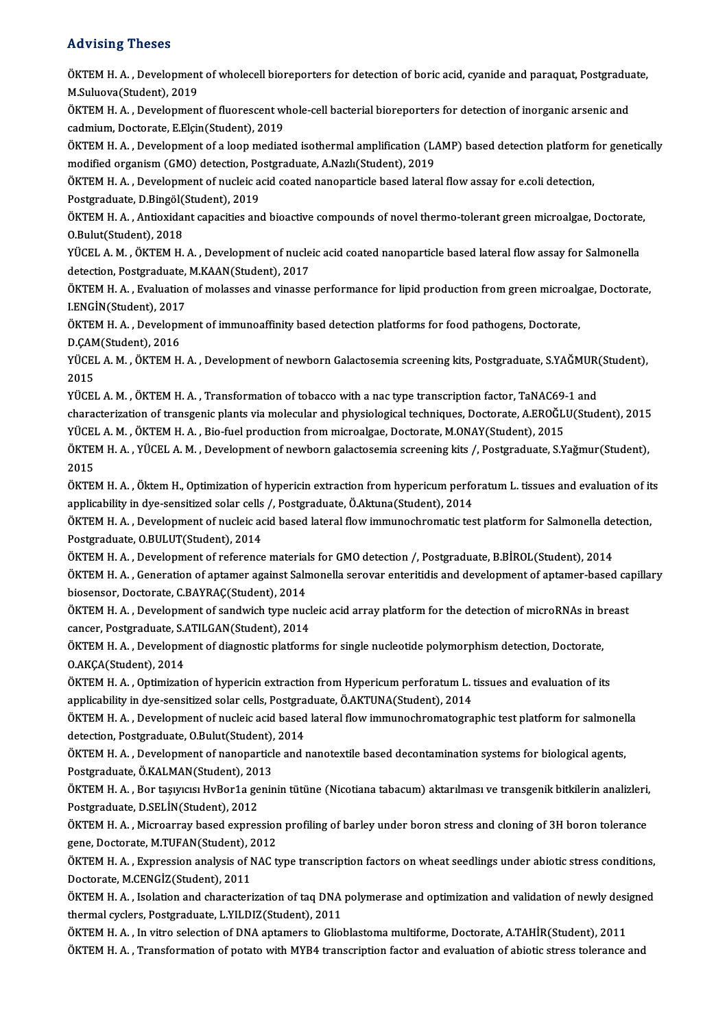## Advising Theses

ÖKTEM H. A. , Development of wholecell bioreporters for detection of boric acid, cyanide and paraquat, Postgraduate, M.Suluova(Student), 2019

ÖKTEM H. A. , Development of fluorescent whole-cell bacterial bioreporters for detection of inorganic arsenic and cadmium, Doctorate, E.Elçin(Student), 2019

ÖKTEM H. A. , Development of a loop mediated isothermal amplification (LAMP) based detection platform for genetically modified organism (GMO) detection, Postgraduate, A.Nazlı(Student), 2019

ÖKTEM H. A. , Development of nucleic acid coated nanoparticle based lateral flow assay for e.coli detection, Postgraduate, D.Bingöl(Student), 2019

ÖKTEM H. A. , Antioxidant capacities and bioactive compounds of novel thermo-tolerant green microalgae, Doctorate, O.Bulut(Student), 2018

YÜCEL A. M. , ÖKTEM H. A. , Development of nucleic acid coated nanoparticle based lateral flow assay for Salmonella detection, Postgraduate, M.KAAN(Student), 2017

ÖKTEM H. A. , Evaluation of molasses and vinasse performance for lipid production from green microalgae, Doctorate, I.ENGİN(Student), 2017

ÖKTEM H. A. , Development of immunoaffinity based detection platforms for food pathogens, Doctorate, D.ÇAM(Student), 2016

YÜCEL A. M. , ÖKTEM H. A. , Development of newborn Galactosemia screening kits, Postgraduate, S.YAĞMUR(Student), 2015

YÜCEL A. M. , ÖKTEM H. A. , Transformation of tobacco with a nac type transcription factor, TaNAC69-1 and characterization of transgenic plants via molecular and physiological techniques, Doctorate, A.EROĞLU(Student), 2015

YÜCEL A. M. , ÖKTEM H. A. , Bio-fuel production from microalgae, Doctorate, M.ONAY(Student), 2015

ÖKTEM H. A. , YÜCEL A. M. , Development of newborn galactosemia screening kits /, Postgraduate, S.Yağmur(Student), 2015

ÖKTEM H. A. , Öktem H., Optimization of hypericin extraction from hypericum perforatum L. tissues and evaluation of its applicability in dye-sensitized solar cells /, Postgraduate, Ö.Aktuna(Student), 2014

ÖKTEM H. A. , Development of nucleic acid based lateral flow immunochromatic test platform for Salmonella detection, Postgraduate, O.BULUT(Student), 2014

ÖKTEM H. A. , Development of reference materials for GMO detection /, Postgraduate, B.BİROL(Student), 2014

ÖKTEM H. A. , Generation of aptamer against Salmonella serovar enteritidis and development of aptamer-based capillary biosensor, Doctorate, C.BAYRAÇ(Student), 2014

ÖKTEM H. A. , Development of sandwich type nucleic acid array platform for the detection of microRNAs in breast cancer, Postgraduate, S.ATILGAN(Student), 2014

ÖKTEM H. A. , Development of diagnostic platforms for single nucleotide polymorphism detection, Doctorate, O.AKÇA(Student), 2014

ÖKTEM H. A. , Optimization of hypericin extraction from Hypericum perforatum L. tissues and evaluation of its applicability in dye-sensitized solar cells, Postgraduate, Ö.AKTUNA(Student), 2014

ÖKTEM H. A. , Development of nucleic acid based lateral flow immunochromatographic test platform for salmonella detection, Postgraduate, O.Bulut(Student), 2014

ÖKTEM H. A. , Development of nanoparticle and nanotextile based decontamination systems for biological agents, Postgraduate, Ö.KALMAN(Student), 2013

ÖKTEM H. A. , Bor taşıyıcısı HvBor1a geninin tütüne (Nicotiana tabacum) aktarılması ve transgenik bitkilerin analizleri, Postgraduate, D.SELİN(Student), 2012

ÖKTEM H. A. , Microarray based expression profiling of barley under boron stress and cloning of 3H boron tolerance gene, Doctorate, M.TUFAN(Student), 2012

ÖKTEM H. A. , Expression analysis of NAC type transcription factors on wheat seedlings under abiotic stress conditions, Doctorate, M.CENGİZ(Student), 2011

ÖKTEM H. A. , Isolation and characterization of taq DNA polymerase and optimization and validation of newly designed thermal cyclers, Postgraduate, L.YILDIZ(Student), 2011

ÖKTEM H. A. , In vitro selection of DNA aptamers to Glioblastoma multiforme, Doctorate, A.TAHİR(Student), 2011

ÖKTEM H. A. , Transformation of potato with MYB4 transcription factor and evaluation of abiotic stress tolerance and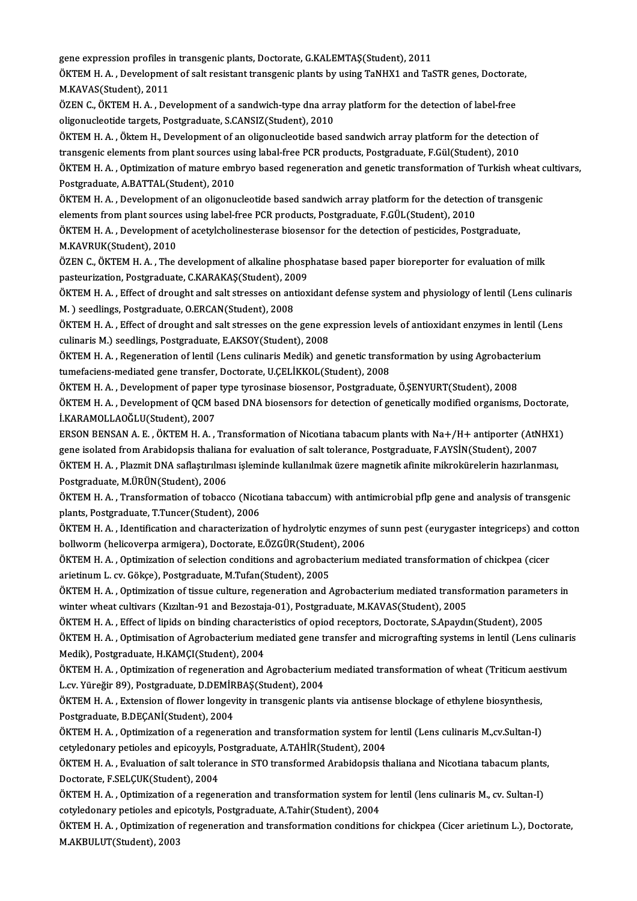gene expression profiles in transgenic plants, Doctorate, G.KALEMTAŞ(Student), 2011

ÖKTEM H. A. , Development of salt resistant transgenic plants by using TaNHX1 and TaSTR genes, Doctorate, M.KAVAS(Student), 2011

ÖZEN C., ÖKTEM H. A. , Development of a sandwich-type dna array platform for the detection of label-free oligonucleotide targets, Postgraduate, S.CANSIZ(Student), 2010

ÖKTEM H. A. , Öktem H., Development of an oligonucleotide based sandwich array platform for the detection of transgenic elements from plant sources using labal-free PCR products, Postgraduate, F.Gül(Student), 2010

ÖKTEM H. A. , Optimization of mature embryo based regeneration and genetic transformation of Turkish wheat cultivars, Postgraduate, A.BATTAL(Student), 2010

ÖKTEM H. A. , Development of an oligonucleotide based sandwich array platform for the detection of transgenic elements from plant sources using label-free PCR products, Postgraduate, F.GÜL(Student), 2010

ÖKTEM H. A. , Development of acetylcholinesterase biosensor for the detection of pesticides, Postgraduate, M.KAVRUK(Student), 2010

ÖZEN C., ÖKTEM H. A. , The development of alkaline phosphatase based paper bioreporter for evaluation of milk pasteurization, Postgraduate, C.KARAKAŞ(Student), 2009

ÖKTEM H. A. , Effect of drought and salt stresses on antioxidant defense system and physiology of lentil (Lens culinaris M. ) seedlings, Postgraduate, O.ERCAN(Student), 2008

ÖKTEM H. A. , Effect of drought and salt stresses on the gene expression levels of antioxidant enzymes in lentil (Lens culinaris M.) seedlings, Postgraduate, E.AKSOY(Student), 2008

ÖKTEM H. A. , Regeneration of lentil (Lens culinaris Medik) and genetic transformation by using Agrobacterium tumefaciens-mediated gene transfer, Doctorate, U.ÇELİKKOL(Student), 2008

ÖKTEM H. A. , Development of paper type tyrosinase biosensor, Postgraduate, Ö.ŞENYURT(Student), 2008

ÖKTEM H. A. , Development of QCM based DNA biosensors for detection of genetically modified organisms, Doctorate, İ.KARAMOLLAOĞLU(Student), 2007

ERSON BENSAN A. E. , ÖKTEM H. A. , Transformation of Nicotiana tabacum plants with Na+/H+ antiporter (AtNHX1) gene isolated from Arabidopsis thaliana for evaluation of salt tolerance, Postgraduate, F.AYSİN(Student), 2007

ÖKTEM H. A. , Plazmit DNA saflaştırılması işleminde kullanılmak üzere magnetik afinite mikrokürelerin hazırlanması, Postgraduate, M.ÜRÜN(Student), 2006

ÖKTEM H. A. , Transformation of tobacco (Nicotiana tabaccum) with antimicrobial pflp gene and analysis of transgenic plants, Postgraduate, T.Tuncer(Student), 2006

ÖKTEM H. A. , Identification and characterization of hydrolytic enzymes of sunn pest (eurygaster integriceps) and cotton bollworm (helicoverpa armigera), Doctorate, E.ÖZGÜR(Student), 2006

ÖKTEM H. A. , Optimization of selection conditions and agrobacterium mediated transformation of chickpea (cicer arietinum L. cv. Gökçe), Postgraduate, M.Tufan(Student), 2005

ÖKTEM H. A. , Optimization of tissue culture, regeneration and Agrobacterium mediated transformation parameters in winter wheat cultivars (Kızıltan-91 and Bezostaja-01), Postgraduate, M.KAVAS(Student), 2005

ÖKTEM H. A. , Effect of lipids on binding characteristics of opiod receptors, Doctorate, S.Apaydın(Student), 2005

ÖKTEM H. A. , Optimisation of Agrobacterium mediated gene transfer and micrografting systems in lentil (Lens culinaris Medik), Postgraduate, H.KAMÇI(Student), 2004

ÖKTEM H. A. , Optimization of regeneration and Agrobacterium mediated transformation of wheat (Triticum aestivum L.cv. Yüreğir 89), Postgraduate, D.DEMİRBAŞ(Student), 2004

ÖKTEM H. A. , Extension of flower longevity in transgenic plants via antisense blockage of ethylene biosynthesis, Postgraduate, B.DEÇANİ(Student), 2004

ÖKTEM H. A. , Optimization of a regeneration and transformation system for lentil (Lens culinaris M.,cv.Sultan-I) cetyledonary petioles and epicoyyls, Postgraduate, A.TAHİR(Student), 2004

ÖKTEM H. A. , Evaluation of salt tolerance in STO transformed Arabidopsis thaliana and Nicotiana tabacum plants, Doctorate, F.SELÇUK(Student), 2004

ÖKTEM H. A. , Optimization of a regeneration and transformation system for lentil (lens culinaris M., cv. Sultan-I) cotyledonary petioles and epicotyls, Postgraduate, A.Tahir(Student), 2004

ÖKTEM H. A. , Optimization of regeneration and transformation conditions for chickpea (Cicer arietinum L.), Doctorate, M.AKBULUT(Student), 2003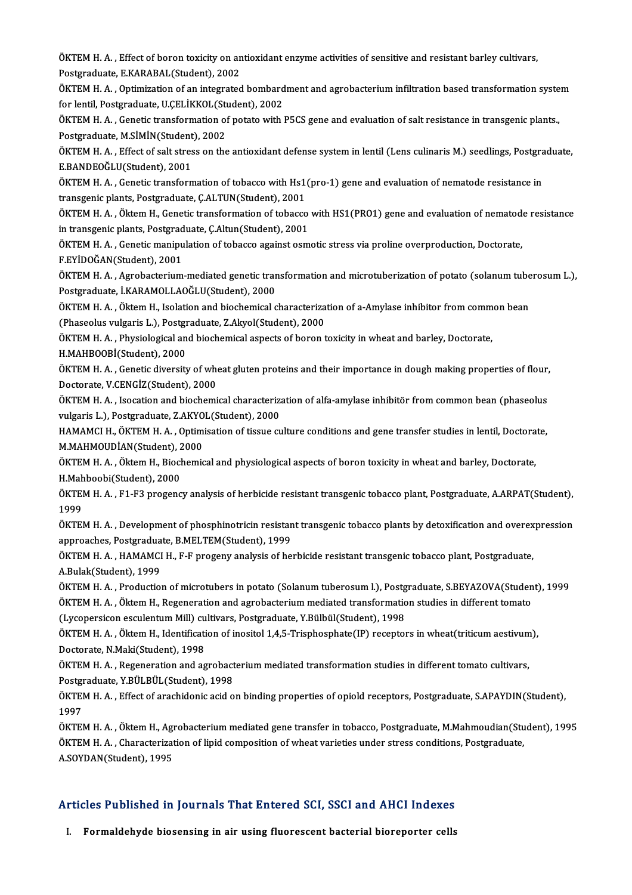ÖKTEM H. A. , Effect of boron toxicity on antioxidant enzyme activities of sensitive and resistant barley cultivars, Postgraduate, E.KARABAL(Student), 2002

ÖKTEM H. A. , Optimization of an integrated bombardment and agrobacterium infiltration based transformation system for lentil, Postgraduate, U.ÇELİKKOL(Student), 2002

ÖKTEM H. A. , Genetic transformation of potato with P5CS gene and evaluation of salt resistance in transgenic plants., Postgraduate, M.SİMİN(Student), 2002

ÖKTEM H. A. , Effect of salt stress on the antioxidant defense system in lentil (Lens culinaris M.) seedlings, Postgraduate, E.BANDEOĞLU(Student), 2001

ÖKTEM H. A. , Genetic transformation of tobacco with Hs1(pro-1) gene and evaluation of nematode resistance in transgenic plants, Postgraduate, Ç.ALTUN(Student), 2001

ÖKTEM H. A. , Öktem H., Genetic transformation of tobacco with HS1(PRO1) gene and evaluation of nematode resistance in transgenic plants, Postgraduate, Ç.Altun(Student), 2001

ÖKTEM H. A. , Genetic manipulation of tobacco against osmotic stress via proline overproduction, Doctorate, F.EYİDOĞAN(Student), 2001

ÖKTEM H. A. , Agrobacterium-mediated genetic transformation and microtuberization of potato (solanum tuberosum L.), Postgraduate, İ.KARAMOLLAOĞLU(Student), 2000

ÖKTEM H. A. , Öktem H., Isolation and biochemical characterization of a-Amylase inhibitor from common bean (Phaseolus vulgaris L.), Postgraduate, Z.Akyol(Student), 2000

ÖKTEM H. A. , Physiological and biochemical aspects of boron toxicity in wheat and barley, Doctorate, H.MAHBOOBİ(Student), 2000

ÖKTEM H. A. , Genetic diversity of wheat gluten proteins and their importance in dough making properties of flour, Doctorate, V.CENGİZ(Student), 2000

ÖKTEM H. A. , Isocation and biochemical characterization of alfa-amylase inhibitör from common bean (phaseolus vulgaris L.), Postgraduate, Z.AKYOL(Student), 2000

HAMAMCI H., ÖKTEM H. A. , Optimisation of tissue culture conditions and gene transfer studies in lentil, Doctorate, M.MAHMOUDİAN(Student), 2000

ÖKTEM H. A. , Öktem H., Biochemical and physiological aspects of boron toxicity in wheat and barley, Doctorate, H.Mahboobi(Student), 2000

ÖKTEM H. A. , F1-F3 progency analysis of herbicide resistant transgenic tobacco plant, Postgraduate, A.ARPAT(Student), 1999

ÖKTEM H. A. , Development of phosphinotricin resistant transgenic tobacco plants by detoxification and overexpression approaches, Postgraduate, B.MELTEM(Student), 1999

ÖKTEM H. A. , HAMAMCI H., F-F progeny analysis of herbicide resistant transgenic tobacco plant, Postgraduate, A.Bulak(Student), 1999

ÖKTEM H. A. , Production of microtubers in potato (Solanum tuberosum l.), Postgraduate, S.BEYAZOVA(Student), 1999

ÖKTEM H. A. , Öktem H., Regeneration and agrobacterium mediated transformation studies in different tomato (Lycopersicon esculentum Mill) cultivars, Postgraduate, Y.Bülbül(Student), 1998

ÖKTEM H. A. , Öktem H., Identification of inositol 1,4,5-Trisphosphate(IP) receptors in wheat(triticum aestivum), Doctorate, N.Maki(Student), 1998

ÖKTEM H. A. , Regeneration and agrobacterium mediated transformation studies in different tomato cultivars, Postgraduate, Y.BÜLBÜL(Student), 1998

ÖKTEM H. A. , Effect of arachidonic acid on binding properties of opiold receptors, Postgraduate, S.APAYDIN(Student), 1997

ÖKTEM H. A. , Öktem H., Agrobacterium mediated gene transfer in tobacco, Postgraduate, M.Mahmoudian(Student), 1995

ÖKTEM H. A. , Characterization of lipid composition of wheat varieties under stress conditions, Postgraduate, A.SOYDAN(Student), 1995

## Articles Published in Journals That Entered SCI, SSCI and AHCI Indexes

I. **Formaldehyde biosensing in air using fluorescent bacterial bioreporter cells**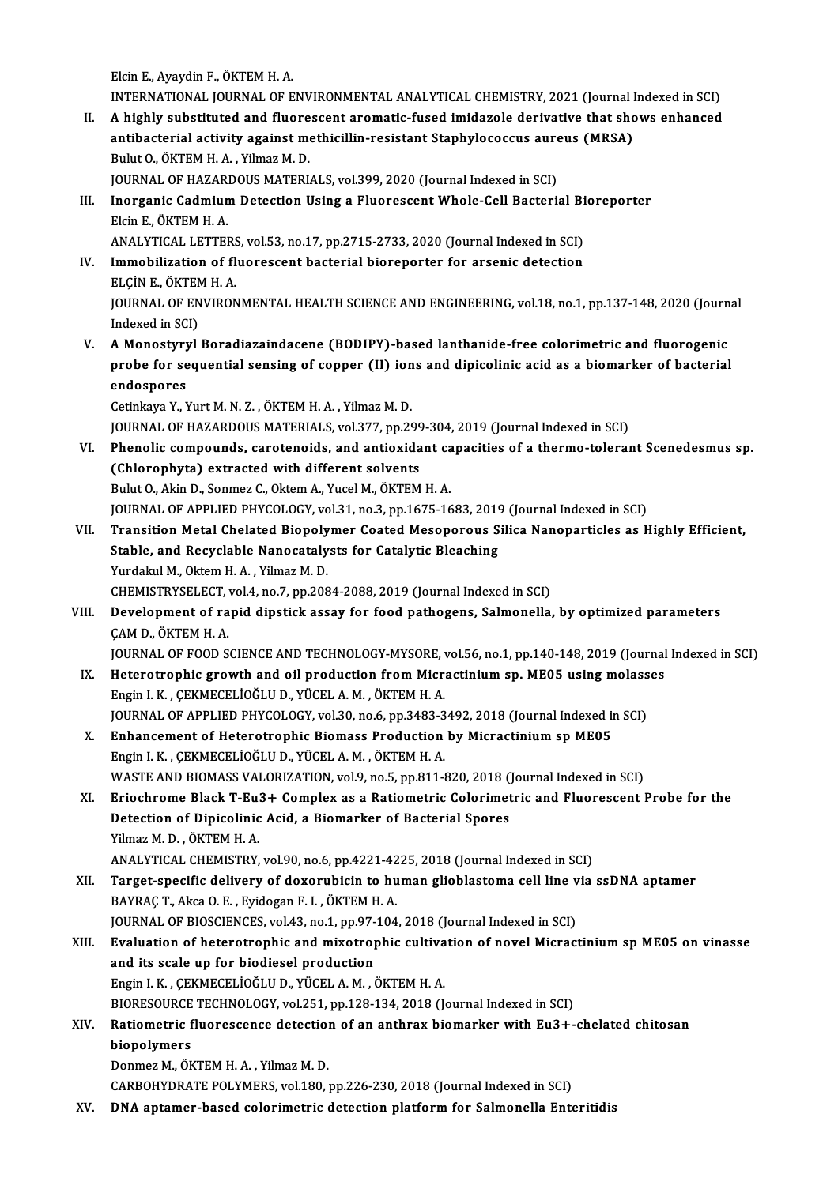Elcin E., Ayaydin F., ÖKTEM H. A.
INTERNATIONAL JOURNAL OF ENVIRONMENTAL ANALYTICAL CHEMISTRY, 2021 (Journal Indexed in SCI)

II. **A highly substituted and fluorescent aromatic-fused imidazole derivative that shows enhanced antibacterial activity against methicillin-resistant Staphylococcus aureus (MRSA)**
Bulut O., ÖKTEM H. A. , Yilmaz M. D.
JOURNAL OF HAZARDOUS MATERIALS, vol.399, 2020 (Journal Indexed in SCI)

III. **Inorganic Cadmium Detection Using a Fluorescent Whole-Cell Bacterial Bioreporter**
Elcin E., ÖKTEM H. A.
ANALYTICAL LETTERS, vol.53, no.17, pp.2715-2733, 2020 (Journal Indexed in SCI)

IV. **Immobilization of fluorescent bacterial bioreporter for arsenic detection**
ELÇİN E., ÖKTEM H. A.
JOURNAL OF ENVIRONMENTAL HEALTH SCIENCE AND ENGINEERING, vol.18, no.1, pp.137-148, 2020 (Journal Indexed in SCI)

V. **A Monostyryl Boradiazaindacene (BODIPY)-based lanthanide-free colorimetric and fluorogenic probe for sequential sensing of copper (II) ions and dipicolinic acid as a biomarker of bacterial endospores**
Cetinkaya Y., Yurt M. N. Z. , ÖKTEM H. A. , Yilmaz M. D.
JOURNAL OF HAZARDOUS MATERIALS, vol.377, pp.299-304, 2019 (Journal Indexed in SCI)

VI. **Phenolic compounds, carotenoids, and antioxidant capacities of a thermo-tolerant Scenedesmus sp. (Chlorophyta) extracted with different solvents**
Bulut O., Akin D., Sonmez C., Oktem A., Yucel M., ÖKTEM H. A.
JOURNAL OF APPLIED PHYCOLOGY, vol.31, no.3, pp.1675-1683, 2019 (Journal Indexed in SCI)

VII. **Transition Metal Chelated Biopolymer Coated Mesoporous Silica Nanoparticles as Highly Efficient, Stable, and Recyclable Nanocatalysts for Catalytic Bleaching**
Yurdakul M., Oktem H. A. , Yilmaz M. D.
CHEMISTRYSELECT, vol.4, no.7, pp.2084-2088, 2019 (Journal Indexed in SCI)

VIII. **Development of rapid dipstick assay for food pathogens, Salmonella, by optimized parameters**
ÇAM D., ÖKTEM H. A.
JOURNAL OF FOOD SCIENCE AND TECHNOLOGY-MYSORE, vol.56, no.1, pp.140-148, 2019 (Journal Indexed in SCI)

IX. **Heterotrophic growth and oil production from Micractinium sp. ME05 using molasses**
Engin I. K. , ÇEKMECELİOĞLU D., YÜCEL A. M. , ÖKTEM H. A.
JOURNAL OF APPLIED PHYCOLOGY, vol.30, no.6, pp.3483-3492, 2018 (Journal Indexed in SCI)

X. **Enhancement of Heterotrophic Biomass Production by Micractinium sp ME05**
Engin I. K. , ÇEKMECELİOĞLU D., YÜCEL A. M. , ÖKTEM H. A.
WASTE AND BIOMASS VALORIZATION, vol.9, no.5, pp.811-820, 2018 (Journal Indexed in SCI)

XI. **Eriochrome Black T-Eu3+ Complex as a Ratiometric Colorimetric and Fluorescent Probe for the Detection of Dipicolinic Acid, a Biomarker of Bacterial Spores**
Yilmaz M. D. , ÖKTEM H. A.
ANALYTICAL CHEMISTRY, vol.90, no.6, pp.4221-4225, 2018 (Journal Indexed in SCI)

XII. **Target-specific delivery of doxorubicin to human glioblastoma cell line via ssDNA aptamer**
BAYRAÇ T., Akca O. E. , Eyidogan F. I. , ÖKTEM H. A.
JOURNAL OF BIOSCIENCES, vol.43, no.1, pp.97-104, 2018 (Journal Indexed in SCI)

XIII. **Evaluation of heterotrophic and mixotrophic cultivation of novel Micractinium sp ME05 on vinasse and its scale up for biodiesel production**
Engin I. K. , ÇEKMECELİOĞLU D., YÜCEL A. M. , ÖKTEM H. A.
BIORESOURCE TECHNOLOGY, vol.251, pp.128-134, 2018 (Journal Indexed in SCI)

XIV. **Ratiometric fluorescence detection of an anthrax biomarker with Eu3+-chelated chitosan biopolymers**
Donmez M., ÖKTEM H. A. , Yilmaz M. D.
CARBOHYDRATE POLYMERS, vol.180, pp.226-230, 2018 (Journal Indexed in SCI)

XV. **DNA aptamer-based colorimetric detection platform for Salmonella Enteritidis**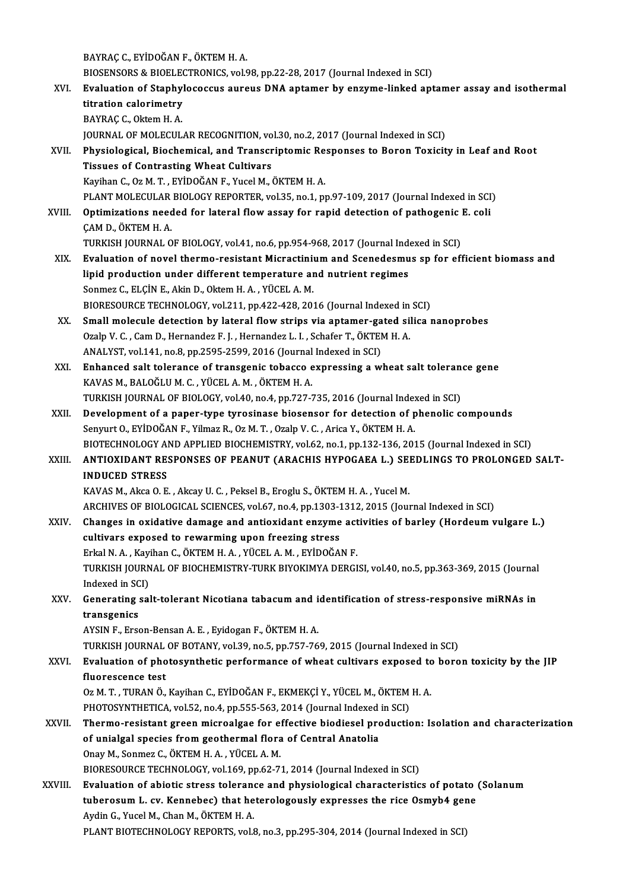BAYRAÇ C., EYİDOĞAN F., ÖKTEM H. A.
BIOSENSORS & BIOELECTRONICS, vol.98, pp.22-28, 2017 (Journal Indexed in SCI)

XVI. **Evaluation of Staphylococcus aureus DNA aptamer by enzyme-linked aptamer assay and isothermal titration calorimetry**
BAYRAÇ C., Oktem H. A.
JOURNAL OF MOLECULAR RECOGNITION, vol.30, no.2, 2017 (Journal Indexed in SCI)

XVII. **Physiological, Biochemical, and Transcriptomic Responses to Boron Toxicity in Leaf and Root Tissues of Contrasting Wheat Cultivars**
Kayihan C., Oz M. T. , EYİDOĞAN F., Yucel M., ÖKTEM H. A.
PLANT MOLECULAR BIOLOGY REPORTER, vol.35, no.1, pp.97-109, 2017 (Journal Indexed in SCI)

XVIII. **Optimizations needed for lateral flow assay for rapid detection of pathogenic E. coli**
ÇAM D., ÖKTEM H. A.
TURKISH JOURNAL OF BIOLOGY, vol.41, no.6, pp.954-968, 2017 (Journal Indexed in SCI)

XIX. **Evaluation of novel thermo-resistant Micractinium and Scenedesmus sp for efficient biomass and lipid production under different temperature and nutrient regimes**
Sonmez C., ELÇİN E., Akin D., Oktem H. A. , YÜCEL A. M.
BIORESOURCE TECHNOLOGY, vol.211, pp.422-428, 2016 (Journal Indexed in SCI)

XX. **Small molecule detection by lateral flow strips via aptamer-gated silica nanoprobes**
Ozalp V. C. , Cam D., Hernandez F. J. , Hernandez L. I. , Schafer T., ÖKTEM H. A.
ANALYST, vol.141, no.8, pp.2595-2599, 2016 (Journal Indexed in SCI)

XXI. **Enhanced salt tolerance of transgenic tobacco expressing a wheat salt tolerance gene**
KAVAS M., BALOĞLU M. C. , YÜCEL A. M. , ÖKTEM H. A.
TURKISH JOURNAL OF BIOLOGY, vol.40, no.4, pp.727-735, 2016 (Journal Indexed in SCI)

XXII. **Development of a paper-type tyrosinase biosensor for detection of phenolic compounds**
Senyurt O., EYİDOĞAN F., Yilmaz R., Oz M. T. , Ozalp V. C. , Arica Y., ÖKTEM H. A.
BIOTECHNOLOGY AND APPLIED BIOCHEMISTRY, vol.62, no.1, pp.132-136, 2015 (Journal Indexed in SCI)

XXIII. **ANTIOXIDANT RESPONSES OF PEANUT (ARACHIS HYPOGAEA L.) SEEDLINGS TO PROLONGED SALT-INDUCED STRESS**
KAVAS M., Akca O. E. , Akcay U. C. , Peksel B., Eroglu S., ÖKTEM H. A. , Yucel M.
ARCHIVES OF BIOLOGICAL SCIENCES, vol.67, no.4, pp.1303-1312, 2015 (Journal Indexed in SCI)

XXIV. **Changes in oxidative damage and antioxidant enzyme activities of barley (Hordeum vulgare L.) cultivars exposed to rewarming upon freezing stress**
Erkal N. A. , Kayihan C., ÖKTEM H. A. , YÜCEL A. M. , EYİDOĞAN F.
TURKISH JOURNAL OF BIOCHEMISTRY-TURK BIYOKIMYA DERGISI, vol.40, no.5, pp.363-369, 2015 (Journal Indexed in SCI)

XXV. **Generating salt-tolerant Nicotiana tabacum and identification of stress-responsive miRNAs in transgenics**
AYSIN F., Erson-Bensan A. E. , Eyidogan F., ÖKTEM H. A.
TURKISH JOURNAL OF BOTANY, vol.39, no.5, pp.757-769, 2015 (Journal Indexed in SCI)

XXVI. **Evaluation of photosynthetic performance of wheat cultivars exposed to boron toxicity by the JIP fluorescence test**
Oz M. T. , TURAN Ö., Kayihan C., EYİDOĞAN F., EKMEKÇİ Y., YÜCEL M., ÖKTEM H. A.
PHOTOSYNTHETICA, vol.52, no.4, pp.555-563, 2014 (Journal Indexed in SCI)

XXVII. **Thermo-resistant green microalgae for effective biodiesel production: Isolation and characterization of unialgal species from geothermal flora of Central Anatolia**
Onay M., Sonmez C., ÖKTEM H. A. , YÜCEL A. M.
BIORESOURCE TECHNOLOGY, vol.169, pp.62-71, 2014 (Journal Indexed in SCI)

XXVIII. **Evaluation of abiotic stress tolerance and physiological characteristics of potato (Solanum tuberosum L. cv. Kennebec) that heterologously expresses the rice Osmyb4 gene**
Aydin G., Yucel M., Chan M., ÖKTEM H. A.
PLANT BIOTECHNOLOGY REPORTS, vol.8, no.3, pp.295-304, 2014 (Journal Indexed in SCI)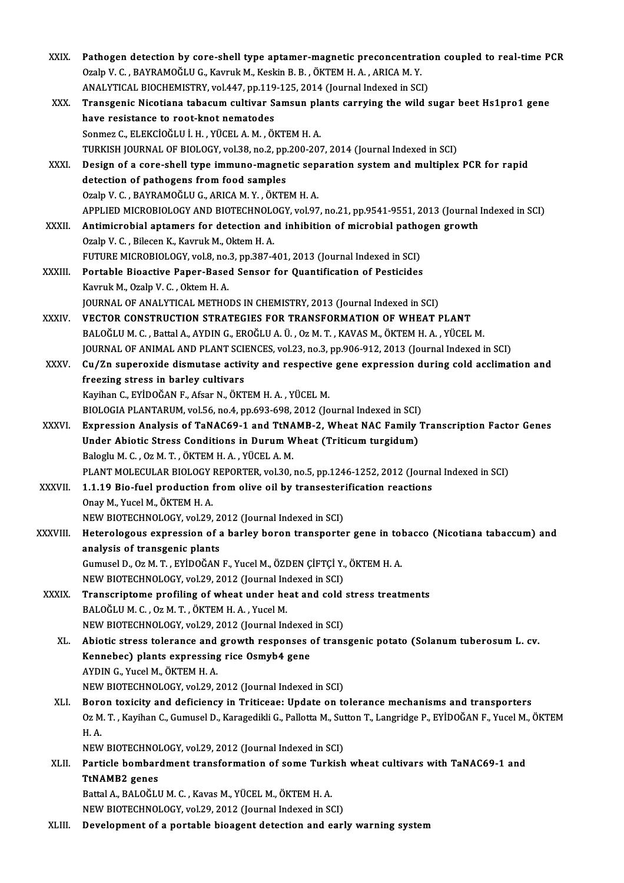XXIX. **Pathogen detection by core-shell type aptamer-magnetic preconcentration coupled to real-time PCR**
Ozalp V. C. , BAYRAMOĞLU G., Kavruk M., Keskin B. B. , ÖKTEM H. A. , ARICA M. Y.
ANALYTICAL BIOCHEMISTRY, vol.447, pp.119-125, 2014 (Journal Indexed in SCI)

XXX. **Transgenic Nicotiana tabacum cultivar Samsun plants carrying the wild sugar beet Hs1pro1 gene have resistance to root-knot nematodes**
Sonmez C., ELEKCİOĞLU İ. H. , YÜCEL A. M. , ÖKTEM H. A.
TURKISH JOURNAL OF BIOLOGY, vol.38, no.2, pp.200-207, 2014 (Journal Indexed in SCI)

XXXI. **Design of a core-shell type immuno-magnetic separation system and multiplex PCR for rapid detection of pathogens from food samples**
Ozalp V. C. , BAYRAMOĞLU G., ARICA M. Y. , ÖKTEM H. A.
APPLIED MICROBIOLOGY AND BIOTECHNOLOGY, vol.97, no.21, pp.9541-9551, 2013 (Journal Indexed in SCI)

XXXII. **Antimicrobial aptamers for detection and inhibition of microbial pathogen growth**
Ozalp V. C. , Bilecen K., Kavruk M., Oktem H. A.
FUTURE MICROBIOLOGY, vol.8, no.3, pp.387-401, 2013 (Journal Indexed in SCI)

XXXIII. **Portable Bioactive Paper-Based Sensor for Quantification of Pesticides**
Kavruk M., Ozalp V. C. , Oktem H. A.
JOURNAL OF ANALYTICAL METHODS IN CHEMISTRY, 2013 (Journal Indexed in SCI)

XXXIV. **VECTOR CONSTRUCTION STRATEGIES FOR TRANSFORMATION OF WHEAT PLANT**
BALOĞLU M. C. , Battal A., AYDIN G., EROĞLU A. Ü. , Oz M. T. , KAVAS M., ÖKTEM H. A. , YÜCEL M.
JOURNAL OF ANIMAL AND PLANT SCIENCES, vol.23, no.3, pp.906-912, 2013 (Journal Indexed in SCI)

XXXV. **Cu/Zn superoxide dismutase activity and respective gene expression during cold acclimation and freezing stress in barley cultivars**
Kayihan C., EYİDOĞAN F., Afsar N., ÖKTEM H. A. , YÜCEL M.
BIOLOGIA PLANTARUM, vol.56, no.4, pp.693-698, 2012 (Journal Indexed in SCI)

XXXVI. **Expression Analysis of TaNAC69-1 and TtNAMB-2, Wheat NAC Family Transcription Factor Genes Under Abiotic Stress Conditions in Durum Wheat (Triticum turgidum)**
Baloglu M. C. , Oz M. T. , ÖKTEM H. A. , YÜCEL A. M.
PLANT MOLECULAR BIOLOGY REPORTER, vol.30, no.5, pp.1246-1252, 2012 (Journal Indexed in SCI)

XXXVII. **1.1.19 Bio-fuel production from olive oil by transesterification reactions**
Onay M., Yucel M., ÖKTEM H. A.
NEW BIOTECHNOLOGY, vol.29, 2012 (Journal Indexed in SCI)

XXXVIII. **Heterologous expression of a barley boron transporter gene in tobacco (Nicotiana tabaccum) and analysis of transgenic plants**
Gumusel D., Oz M. T. , EYİDOĞAN F., Yucel M., ÖZDEN ÇİFTÇİ Y., ÖKTEM H. A.
NEW BIOTECHNOLOGY, vol.29, 2012 (Journal Indexed in SCI)

XXXIX. **Transcriptome profiling of wheat under heat and cold stress treatments**
BALOĞLU M. C. , Oz M. T. , ÖKTEM H. A. , Yucel M.
NEW BIOTECHNOLOGY, vol.29, 2012 (Journal Indexed in SCI)

XL. **Abiotic stress tolerance and growth responses of transgenic potato (Solanum tuberosum L. cv. Kennebec) plants expressing rice Osmyb4 gene**
AYDIN G., Yucel M., ÖKTEM H. A.
NEW BIOTECHNOLOGY, vol.29, 2012 (Journal Indexed in SCI)

XLI. **Boron toxicity and deficiency in Triticeae: Update on tolerance mechanisms and transporters**
Oz M. T. , Kayihan C., Gumusel D., Karagedikli G., Pallotta M., Sutton T., Langridge P., EYİDOĞAN F., Yucel M., ÖKTEM H. A.
NEW BIOTECHNOLOGY, vol.29, 2012 (Journal Indexed in SCI)

XLII. **Particle bombardment transformation of some Turkish wheat cultivars with TaNAC69-1 and TtNAMB2 genes**
Battal A., BALOĞLU M. C. , Kavas M., YÜCEL M., ÖKTEM H. A.
NEW BIOTECHNOLOGY, vol.29, 2012 (Journal Indexed in SCI)

XLIII. **Development of a portable bioagent detection and early warning system**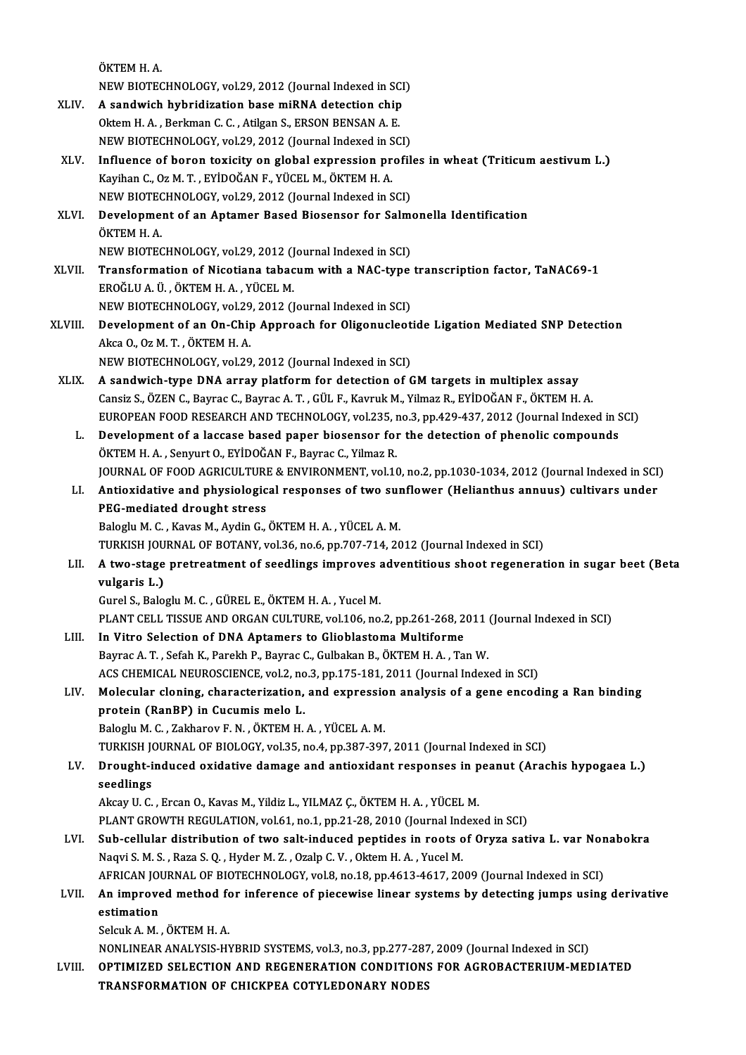ÖKTEM H. A.
NEW BIOTECHNOLOGY, vol.29, 2012 (Journal Indexed in SCI)

XLIV. **A sandwich hybridization base miRNA detection chip**
Oktem H. A. , Berkman C. C. , Atilgan S., ERSON BENSAN A. E.
NEW BIOTECHNOLOGY, vol.29, 2012 (Journal Indexed in SCI)

XLV. **Influence of boron toxicity on global expression profiles in wheat (Triticum aestivum L.)**
Kayihan C., Oz M. T. , EYİDOĞAN F., YÜCEL M., ÖKTEM H. A.
NEW BIOTECHNOLOGY, vol.29, 2012 (Journal Indexed in SCI)

XLVI. **Development of an Aptamer Based Biosensor for Salmonella Identification**
ÖKTEM H. A.
NEW BIOTECHNOLOGY, vol.29, 2012 (Journal Indexed in SCI)

XLVII. **Transformation of Nicotiana tabacum with a NAC-type transcription factor, TaNAC69-1**
EROĞLU A. Ü. , ÖKTEM H. A. , YÜCEL M.
NEW BIOTECHNOLOGY, vol.29, 2012 (Journal Indexed in SCI)

XLVIII. **Development of an On-Chip Approach for Oligonucleotide Ligation Mediated SNP Detection**
Akca O., Oz M. T. , ÖKTEM H. A.
NEW BIOTECHNOLOGY, vol.29, 2012 (Journal Indexed in SCI)

XLIX. **A sandwich-type DNA array platform for detection of GM targets in multiplex assay**
Cansiz S., ÖZEN C., Bayrac C., Bayrac A. T. , GÜL F., Kavruk M., Yilmaz R., EYİDOĞAN F., ÖKTEM H. A.
EUROPEAN FOOD RESEARCH AND TECHNOLOGY, vol.235, no.3, pp.429-437, 2012 (Journal Indexed in SCI)

L. **Development of a laccase based paper biosensor for the detection of phenolic compounds**
ÖKTEM H. A. , Senyurt O., EYİDOĞAN F., Bayrac C., Yilmaz R.
JOURNAL OF FOOD AGRICULTURE & ENVIRONMENT, vol.10, no.2, pp.1030-1034, 2012 (Journal Indexed in SCI)

LI. **Antioxidative and physiological responses of two sunflower (Helianthus annuus) cultivars under PEG-mediated drought stress**
Baloglu M. C. , Kavas M., Aydin G., ÖKTEM H. A. , YÜCEL A. M.
TURKISH JOURNAL OF BOTANY, vol.36, no.6, pp.707-714, 2012 (Journal Indexed in SCI)

LII. **A two-stage pretreatment of seedlings improves adventitious shoot regeneration in sugar beet (Beta vulgaris L.)**
Gurel S., Baloglu M. C. , GÜREL E., ÖKTEM H. A. , Yucel M.
PLANT CELL TISSUE AND ORGAN CULTURE, vol.106, no.2, pp.261-268, 2011 (Journal Indexed in SCI)

LIII. **In Vitro Selection of DNA Aptamers to Glioblastoma Multiforme**
Bayrac A. T. , Sefah K., Parekh P., Bayrac C., Gulbakan B., ÖKTEM H. A. , Tan W.
ACS CHEMICAL NEUROSCIENCE, vol.2, no.3, pp.175-181, 2011 (Journal Indexed in SCI)

LIV. **Molecular cloning, characterization, and expression analysis of a gene encoding a Ran binding protein (RanBP) in Cucumis melo L.**
Baloglu M. C. , Zakharov F. N. , ÖKTEM H. A. , YÜCEL A. M.
TURKISH JOURNAL OF BIOLOGY, vol.35, no.4, pp.387-397, 2011 (Journal Indexed in SCI)

LV. **Drought-induced oxidative damage and antioxidant responses in peanut (Arachis hypogaea L.) seedlings**
Akcay U. C. , Ercan O., Kavas M., Yildiz L., YILMAZ Ç., ÖKTEM H. A. , YÜCEL M.
PLANT GROWTH REGULATION, vol.61, no.1, pp.21-28, 2010 (Journal Indexed in SCI)

LVI. **Sub-cellular distribution of two salt-induced peptides in roots of Oryza sativa L. var Nonabokra**
Naqvi S. M. S. , Raza S. Q. , Hyder M. Z. , Ozalp C. V. , Oktem H. A. , Yucel M.
AFRICAN JOURNAL OF BIOTECHNOLOGY, vol.8, no.18, pp.4613-4617, 2009 (Journal Indexed in SCI)

LVII. **An improved method for inference of piecewise linear systems by detecting jumps using derivative estimation**
Selcuk A. M. , ÖKTEM H. A.
NONLINEAR ANALYSIS-HYBRID SYSTEMS, vol.3, no.3, pp.277-287, 2009 (Journal Indexed in SCI)

LVIII. **OPTIMIZED SELECTION AND REGENERATION CONDITIONS FOR AGROBACTERIUM-MEDIATED TRANSFORMATION OF CHICKPEA COTYLEDONARY NODES**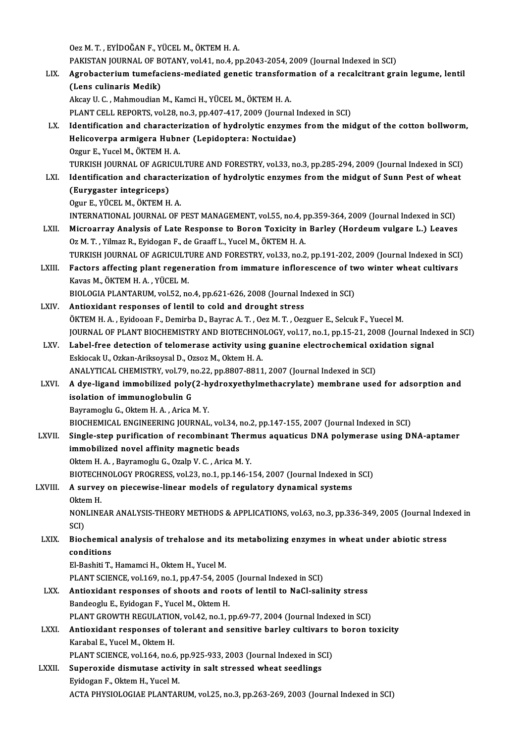Oez M. T. , EYİDOĞAN F., YÜCEL M., ÖKTEM H. A.
PAKISTAN JOURNAL OF BOTANY, vol.41, no.4, pp.2043-2054, 2009 (Journal Indexed in SCI)

LIX. **Agrobacterium tumefaciens-mediated genetic transformation of a recalcitrant grain legume, lentil (Lens culinaris Medik)**
Akcay U. C. , Mahmoudian M., Kamci H., YÜCEL M., ÖKTEM H. A.
PLANT CELL REPORTS, vol.28, no.3, pp.407-417, 2009 (Journal Indexed in SCI)

LX. **Identification and characterization of hydrolytic enzymes from the midgut of the cotton bollworm, Helicoverpa armigera Hubner (Lepidoptera: Noctuidae)**
Ozgur E., Yucel M., ÖKTEM H. A.
TURKISH JOURNAL OF AGRICULTURE AND FORESTRY, vol.33, no.3, pp.285-294, 2009 (Journal Indexed in SCI)

LXI. **Identification and characterization of hydrolytic enzymes from the midgut of Sunn Pest of wheat (Eurygaster integriceps)**
Ogur E., YÜCEL M., ÖKTEM H. A.
INTERNATIONAL JOURNAL OF PEST MANAGEMENT, vol.55, no.4, pp.359-364, 2009 (Journal Indexed in SCI)

LXII. **Microarray Analysis of Late Response to Boron Toxicity in Barley (Hordeum vulgare L.) Leaves**
Oz M. T. , Yilmaz R., Eyidogan F., de Graaff L., Yucel M., ÖKTEM H. A.
TURKISH JOURNAL OF AGRICULTURE AND FORESTRY, vol.33, no.2, pp.191-202, 2009 (Journal Indexed in SCI)

LXIII. **Factors affecting plant regeneration from immature inflorescence of two winter wheat cultivars**
Kavas M., ÖKTEM H. A. , YÜCEL M.
BIOLOGIA PLANTARUM, vol.52, no.4, pp.621-626, 2008 (Journal Indexed in SCI)

LXIV. **Antioxidant responses of lentil to cold and drought stress**
ÖKTEM H. A. , Eyidooan F., Demirba D., Bayrac A. T. , Oez M. T. , Oezguer E., Selcuk F., Yuecel M.
JOURNAL OF PLANT BIOCHEMISTRY AND BIOTECHNOLOGY, vol.17, no.1, pp.15-21, 2008 (Journal Indexed in SCI)

LXV. **Label-free detection of telomerase activity using guanine electrochemical oxidation signal**
Eskiocak U., Ozkan-Ariksoysal D., Ozsoz M., Oktem H. A.
ANALYTICAL CHEMISTRY, vol.79, no.22, pp.8807-8811, 2007 (Journal Indexed in SCI)

LXVI. **A dye-ligand immobilized poly(2-hydroxyethylmethacrylate) membrane used for adsorption and isolation of immunoglobulin G**
Bayramoglu G., Oktem H. A. , Arica M. Y.
BIOCHEMICAL ENGINEERING JOURNAL, vol.34, no.2, pp.147-155, 2007 (Journal Indexed in SCI)

LXVII. **Single-step purification of recombinant Thermus aquaticus DNA polymerase using DNA-aptamer immobilized novel affinity magnetic beads**
Oktem H. A. , Bayramoglu G., Ozalp V. C. , Arica M. Y.
BIOTECHNOLOGY PROGRESS, vol.23, no.1, pp.146-154, 2007 (Journal Indexed in SCI)

LXVIII. **A survey on piecewise-linear models of regulatory dynamical systems**
Oktem H.
NONLINEAR ANALYSIS-THEORY METHODS & APPLICATIONS, vol.63, no.3, pp.336-349, 2005 (Journal Indexed in SCI)

LXIX. **Biochemical analysis of trehalose and its metabolizing enzymes in wheat under abiotic stress conditions**
El-Bashiti T., Hamamci H., Oktem H., Yucel M.
PLANT SCIENCE, vol.169, no.1, pp.47-54, 2005 (Journal Indexed in SCI)

LXX. **Antioxidant responses of shoots and roots of lentil to NaCl-salinity stress**
Bandeoglu E., Eyidogan F., Yucel M., Oktem H.
PLANT GROWTH REGULATION, vol.42, no.1, pp.69-77, 2004 (Journal Indexed in SCI)

LXXI. **Antioxidant responses of tolerant and sensitive barley cultivars to boron toxicity**
Karabal E., Yucel M., Oktem H.
PLANT SCIENCE, vol.164, no.6, pp.925-933, 2003 (Journal Indexed in SCI)

LXXII. **Superoxide dismutase activity in salt stressed wheat seedlings**
Eyidogan F., Oktem H., Yucel M.
ACTA PHYSIOLOGIAE PLANTARUM, vol.25, no.3, pp.263-269, 2003 (Journal Indexed in SCI)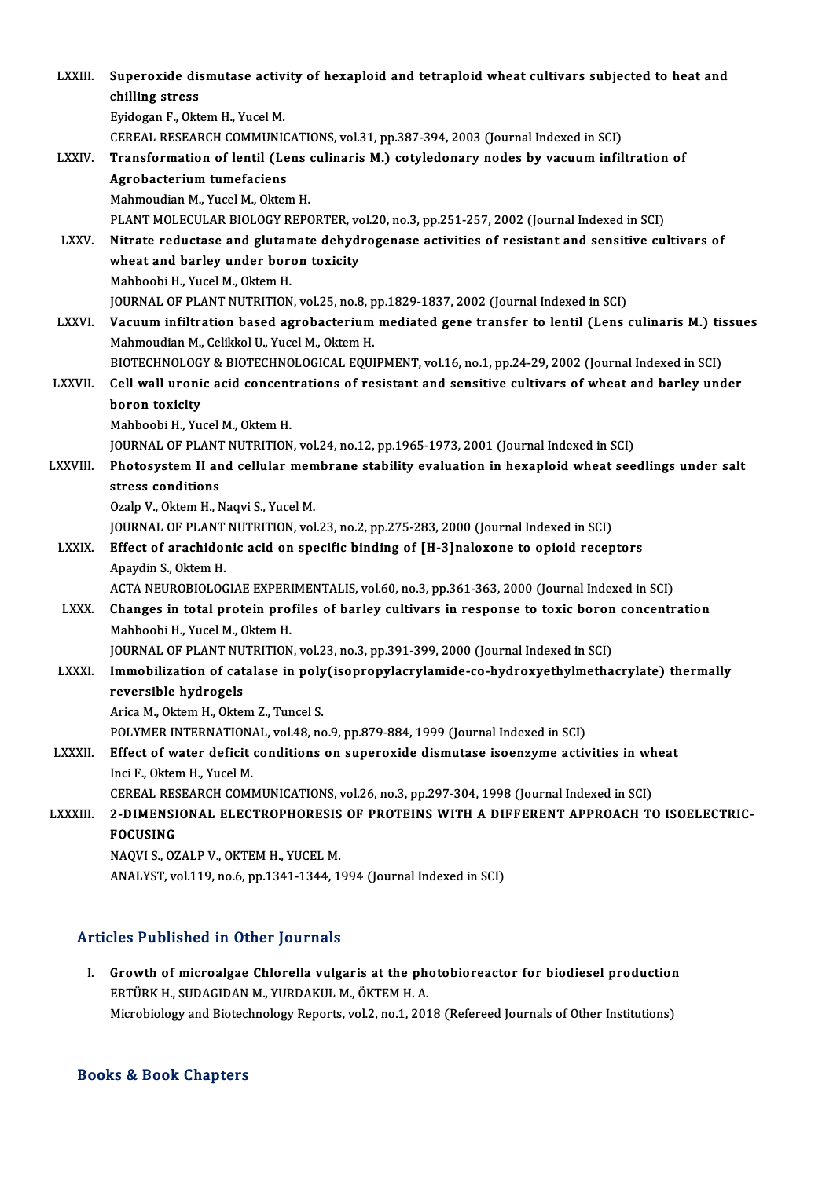LXXIII. **Superoxide dismutase activity of hexaploid and tetraploid wheat cultivars subjected to heat and chilling stress**
Eyidogan F., Oktem H., Yucel M.
CEREAL RESEARCH COMMUNICATIONS, vol.31, pp.387-394, 2003 (Journal Indexed in SCI)

LXXIV. **Transformation of lentil (Lens culinaris M.) cotyledonary nodes by vacuum infiltration of Agrobacterium tumefaciens**
Mahmoudian M., Yucel M., Oktem H.
PLANT MOLECULAR BIOLOGY REPORTER, vol.20, no.3, pp.251-257, 2002 (Journal Indexed in SCI)

LXXV. **Nitrate reductase and glutamate dehydrogenase activities of resistant and sensitive cultivars of wheat and barley under boron toxicity**
Mahboobi H., Yucel M., Oktem H.
JOURNAL OF PLANT NUTRITION, vol.25, no.8, pp.1829-1837, 2002 (Journal Indexed in SCI)

LXXVI. **Vacuum infiltration based agrobacterium mediated gene transfer to lentil (Lens culinaris M.) tissues**
Mahmoudian M., Celikkol U., Yucel M., Oktem H.
BIOTECHNOLOGY & BIOTECHNOLOGICAL EQUIPMENT, vol.16, no.1, pp.24-29, 2002 (Journal Indexed in SCI)

LXXVII. **Cell wall uronic acid concentrations of resistant and sensitive cultivars of wheat and barley under boron toxicity**
Mahboobi H., Yucel M., Oktem H.
JOURNAL OF PLANT NUTRITION, vol.24, no.12, pp.1965-1973, 2001 (Journal Indexed in SCI)

LXXVIII. **Photosystem II and cellular membrane stability evaluation in hexaploid wheat seedlings under salt stress conditions**
Ozalp V., Oktem H., Naqvi S., Yucel M.
JOURNAL OF PLANT NUTRITION, vol.23, no.2, pp.275-283, 2000 (Journal Indexed in SCI)

LXXIX. **Effect of arachidonic acid on specific binding of [H-3]naloxone to opioid receptors**
Apaydin S., Oktem H.
ACTA NEUROBIOLOGIAE EXPERIMENTALIS, vol.60, no.3, pp.361-363, 2000 (Journal Indexed in SCI)

LXXX. **Changes in total protein profiles of barley cultivars in response to toxic boron concentration**
Mahboobi H., Yucel M., Oktem H.
JOURNAL OF PLANT NUTRITION, vol.23, no.3, pp.391-399, 2000 (Journal Indexed in SCI)

LXXXI. **Immobilization of catalase in poly(isopropylacrylamide-co-hydroxyethylmethacrylate) thermally reversible hydrogels**
Arica M., Oktem H., Oktem Z., Tuncel S.
POLYMER INTERNATIONAL, vol.48, no.9, pp.879-884, 1999 (Journal Indexed in SCI)

LXXXII. **Effect of water deficit conditions on superoxide dismutase isoenzyme activities in wheat**
Inci F., Oktem H., Yucel M.
CEREAL RESEARCH COMMUNICATIONS, vol.26, no.3, pp.297-304, 1998 (Journal Indexed in SCI)

LXXXIII. **2-DIMENSIONAL ELECTROPHORESIS OF PROTEINS WITH A DIFFERENT APPROACH TO ISOELECTRIC-FOCUSING**
NAQVI S., OZALP V., OKTEM H., YUCEL M.
ANALYST, vol.119, no.6, pp.1341-1344, 1994 (Journal Indexed in SCI)

## Articles Published in Other Journals

I. **Growth of microalgae Chlorella vulgaris at the photobioreactor for biodiesel production**
ERTÜRK H., SUDAGIDAN M., YURDAKUL M., ÖKTEM H. A.
Microbiology and Biotechnology Reports, vol.2, no.1, 2018 (Refereed Journals of Other Institutions)

## Books & Book Chapters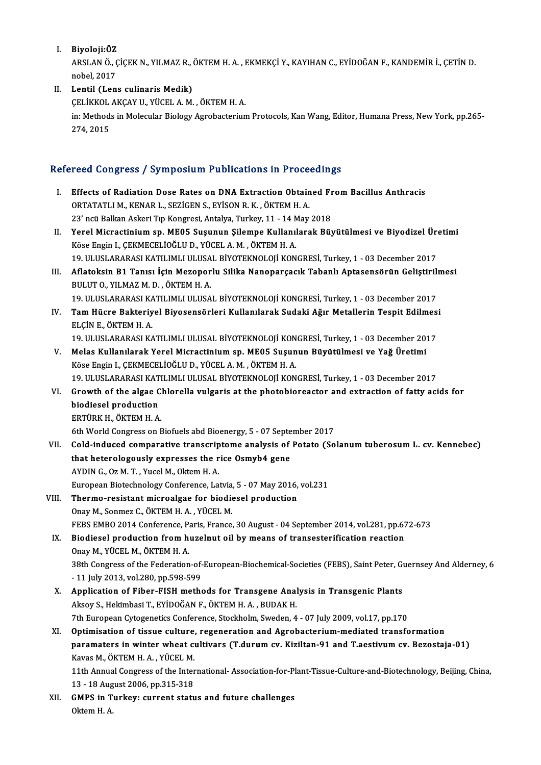I. **Biyoloji:ÖZ**
ARSLAN Ö., ÇİÇEK N., YILMAZ R., ÖKTEM H. A. , EKMEKÇİ Y., KAYIHAN C., EYİDOĞAN F., KANDEMİR İ., ÇETİN D.
nobel, 2017

II. **Lentil (Lens culinaris Medik)**
ÇELİKKOL AKÇAY U., YÜCEL A. M. , ÖKTEM H. A.
in: Methods in Molecular Biology Agrobacterium Protocols, Kan Wang, Editor, Humana Press, New York, pp.265-274, 2015

## Refereed Congress / Symposium Publications in Proceedings

I. **Effects of Radiation Dose Rates on DNA Extraction Obtained From Bacillus Anthracis**
ORTATATLI M., KENAR L., SEZİGEN S., EYİSON R. K. , ÖKTEM H. A.
23' ncü Balkan Askeri Tıp Kongresi, Antalya, Turkey, 11 - 14 May 2018

II. **Yerel Micractinium sp. ME05 Suşunun Şilempe Kullanılarak Büyütülmesi ve Biyodizel Üretimi**
Köse Engin I., ÇEKMECELİOĞLU D., YÜCEL A. M. , ÖKTEM H. A.
19. ULUSLARARASI KATILIMLI ULUSAL BİYOTEKNOLOJİ KONGRESİ, Turkey, 1 - 03 December 2017

III. **Aflatoksin B1 Tanısı İçin Mezoporlu Silika Nanoparçacık Tabanlı Aptasensörün Geliştirilmesi**
BULUT O., YILMAZ M. D. , ÖKTEM H. A.
19. ULUSLARARASI KATILIMLI ULUSAL BİYOTEKNOLOJİ KONGRESİ, Turkey, 1 - 03 December 2017

IV. **Tam Hücre Bakteriyel Biyosensörleri Kullanılarak Sudaki Ağır Metallerin Tespit Edilmesi**
ELÇİN E., ÖKTEM H. A.
19. ULUSLARARASI KATILIMLI ULUSAL BİYOTEKNOLOJİ KONGRESİ, Turkey, 1 - 03 December 2017

V. **Melas Kullanılarak Yerel Micractinium sp. ME05 Suşunun Büyütülmesi ve Yağ Üretimi**
Köse Engin I., ÇEKMECELİOĞLU D., YÜCEL A. M. , ÖKTEM H. A.
19. ULUSLARARASI KATILIMLI ULUSAL BİYOTEKNOLOJİ KONGRESİ, Turkey, 1 - 03 December 2017

VI. **Growth of the algae Chlorella vulgaris at the photobioreactor and extraction of fatty acids for biodiesel production**
ERTÜRK H., ÖKTEM H. A.
6th World Congress on Biofuels abd Bioenergy, 5 - 07 September 2017

VII. **Cold-induced comparative transcriptome analysis of Potato (Solanum tuberosum L. cv. Kennebec) that heterologously expresses the rice Osmyb4 gene**
AYDIN G., Oz M. T. , Yucel M., Oktem H. A.
European Biotechnology Conference, Latvia, 5 - 07 May 2016, vol.231

VIII. **Thermo-resistant microalgae for biodiesel production**
Onay M., Sonmez C., ÖKTEM H. A. , YÜCEL M.
FEBS EMBO 2014 Conference, Paris, France, 30 August - 04 September 2014, vol.281, pp.672-673

IX. **Biodiesel production from huzelnut oil by means of transesterification reaction**
Onay M., YÜCEL M., ÖKTEM H. A.
38th Congress of the Federation-of-European-Biochemical-Societies (FEBS), Saint Peter, Guernsey And Alderney, 6 - 11 July 2013, vol.280, pp.598-599

X. **Application of Fiber-FISH methods for Transgene Analysis in Transgenic Plants**
Aksoy S., Hekimbasi T., EYİDOĞAN F., ÖKTEM H. A. , BUDAK H.
7th European Cytogenetics Conference, Stockholm, Sweden, 4 - 07 July 2009, vol.17, pp.170

XI. **Optimisation of tissue culture, regeneration and Agrobacterium-mediated transformation paramaters in winter wheat cultivars (T.durum cv. Kiziltan-91 and T.aestivum cv. Bezostaja-01)**
Kavas M., ÖKTEM H. A. , YÜCEL M.
11th Annual Congress of the International- Association-for-Plant-Tissue-Culture-and-Biotechnology, Beijing, China, 13 - 18 August 2006, pp.315-318

XII. **GMPS in Turkey: current status and future challenges**
Oktem H. A.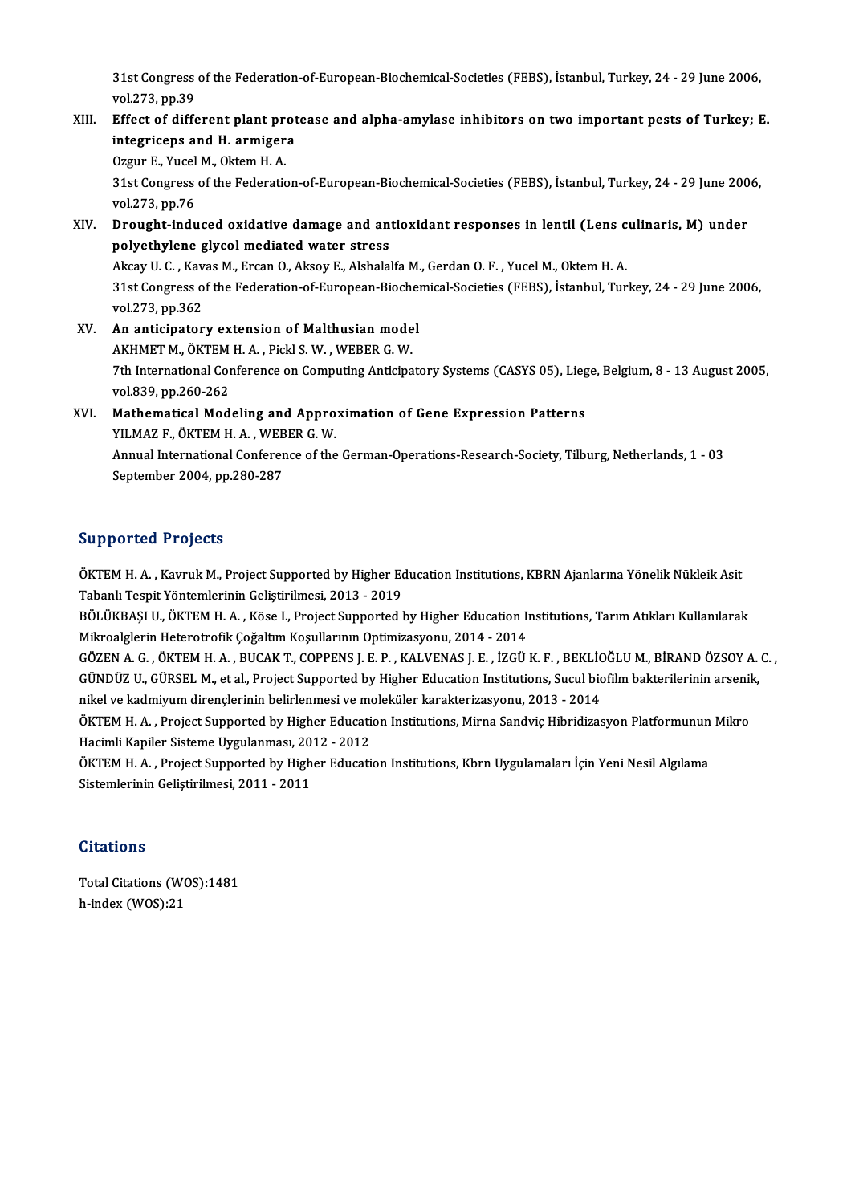31st Congress of the Federation-of-European-Biochemical-Societies (FEBS), İstanbul, Turkey, 24 - 29 June 2006, vol.273, pp.39

XIII. **Effect of different plant protease and alpha-amylase inhibitors on two important pests of Turkey; E. integriceps and H. armigera**
Ozgur E., Yucel M., Oktem H. A.
31st Congress of the Federation-of-European-Biochemical-Societies (FEBS), İstanbul, Turkey, 24 - 29 June 2006, vol.273, pp.76

XIV. **Drought-induced oxidative damage and antioxidant responses in lentil (Lens culinaris, M) under polyethylene glycol mediated water stress**
Akcay U. C. , Kavas M., Ercan O., Aksoy E., Alshalalfa M., Gerdan O. F. , Yucel M., Oktem H. A.
31st Congress of the Federation-of-European-Biochemical-Societies (FEBS), İstanbul, Turkey, 24 - 29 June 2006, vol.273, pp.362

XV. **An anticipatory extension of Malthusian model**
AKHMET M., ÖKTEM H. A. , Pickl S. W. , WEBER G. W.
7th International Conference on Computing Anticipatory Systems (CASYS 05), Liege, Belgium, 8 - 13 August 2005, vol.839, pp.260-262

XVI. **Mathematical Modeling and Approximation of Gene Expression Patterns**
YILMAZ F., ÖKTEM H. A. , WEBER G. W.
Annual International Conference of the German-Operations-Research-Society, Tilburg, Netherlands, 1 - 03 September 2004, pp.280-287

## Supported Projects

ÖKTEM H. A. , Kavruk M., Project Supported by Higher Education Institutions, KBRN Ajanlarına Yönelik Nükleik Asit Tabanlı Tespit Yöntemlerinin Geliştirilmesi, 2013 - 2019

BÖLÜKBAŞI U., ÖKTEM H. A. , Köse I., Project Supported by Higher Education Institutions, Tarım Atıkları Kullanılarak Mikroalglerin Heterotrofik Çoğaltım Koşullarının Optimizasyonu, 2014 - 2014

GÖZEN A. G. , ÖKTEM H. A. , BUCAK T., COPPENS J. E. P. , KALVENAS J. E. , İZGÜ K. F. , BEKLİOĞLU M., BİRAND ÖZSOY A. C. , GÜNDÜZ U., GÜRSEL M., et al., Project Supported by Higher Education Institutions, Sucul biofilm bakterilerinin arsenik, nikel ve kadmiyum dirençlerinin belirlenmesi ve moleküler karakterizasyonu, 2013 - 2014

ÖKTEM H. A. , Project Supported by Higher Education Institutions, Mirna Sandviç Hibridizasyon Platformunun Mikro Hacimli Kapiler Sisteme Uygulanması, 2012 - 2012

ÖKTEM H. A. , Project Supported by Higher Education Institutions, Kbrn Uygulamaları İçin Yeni Nesil Algılama Sistemlerinin Geliştirilmesi, 2011 - 2011

## Citations

Total Citations (WOS):1481
h-index (WOS):21